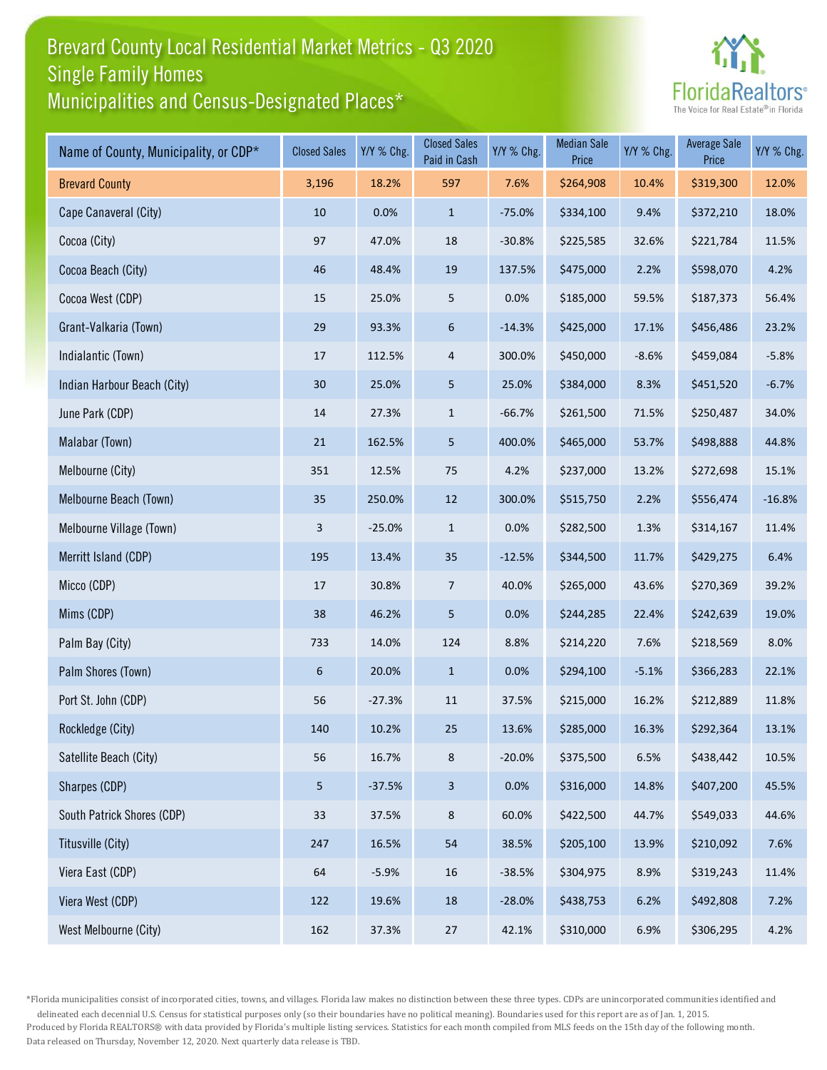# Brevard County Local Residential Market Metrics - Q3 2020
## Single Family Homes
## Municipalities and Census-Designated Places*

FloridaRealtors®
The Voice for Real Estate® in Florida

| Name of County, Municipality, or CDP* | Closed Sales | Y/Y % Chg. | Closed Sales Paid in Cash | Y/Y % Chg. | Median Sale Price | Y/Y % Chg. | Average Sale Price | Y/Y % Chg. |
|---|---|---|---|---|---|---|---|---|
| Brevard County | 3,196 | 18.2% | 597 | 7.6% | $264,908 | 10.4% | $319,300 | 12.0% |
| Cape Canaveral (City) | 10 | 0.0% | 1 | -75.0% | $334,100 | 9.4% | $372,210 | 18.0% |
| Cocoa (City) | 97 | 47.0% | 18 | -30.8% | $225,585 | 32.6% | $221,784 | 11.5% |
| Cocoa Beach (City) | 46 | 48.4% | 19 | 137.5% | $475,000 | 2.2% | $598,070 | 4.2% |
| Cocoa West (CDP) | 15 | 25.0% | 5 | 0.0% | $185,000 | 59.5% | $187,373 | 56.4% |
| Grant-Valkaria (Town) | 29 | 93.3% | 6 | -14.3% | $425,000 | 17.1% | $456,486 | 23.2% |
| Indialantic (Town) | 17 | 112.5% | 4 | 300.0% | $450,000 | -8.6% | $459,084 | -5.8% |
| Indian Harbour Beach (City) | 30 | 25.0% | 5 | 25.0% | $384,000 | 8.3% | $451,520 | -6.7% |
| June Park (CDP) | 14 | 27.3% | 1 | -66.7% | $261,500 | 71.5% | $250,487 | 34.0% |
| Malabar (Town) | 21 | 162.5% | 5 | 400.0% | $465,000 | 53.7% | $498,888 | 44.8% |
| Melbourne (City) | 351 | 12.5% | 75 | 4.2% | $237,000 | 13.2% | $272,698 | 15.1% |
| Melbourne Beach (Town) | 35 | 250.0% | 12 | 300.0% | $515,750 | 2.2% | $556,474 | -16.8% |
| Melbourne Village (Town) | 3 | -25.0% | 1 | 0.0% | $282,500 | 1.3% | $314,167 | 11.4% |
| Merritt Island (CDP) | 195 | 13.4% | 35 | -12.5% | $344,500 | 11.7% | $429,275 | 6.4% |
| Micco (CDP) | 17 | 30.8% | 7 | 40.0% | $265,000 | 43.6% | $270,369 | 39.2% |
| Mims (CDP) | 38 | 46.2% | 5 | 0.0% | $244,285 | 22.4% | $242,639 | 19.0% |
| Palm Bay (City) | 733 | 14.0% | 124 | 8.8% | $214,220 | 7.6% | $218,569 | 8.0% |
| Palm Shores (Town) | 6 | 20.0% | 1 | 0.0% | $294,100 | -5.1% | $366,283 | 22.1% |
| Port St. John (CDP) | 56 | -27.3% | 11 | 37.5% | $215,000 | 16.2% | $212,889 | 11.8% |
| Rockledge (City) | 140 | 10.2% | 25 | 13.6% | $285,000 | 16.3% | $292,364 | 13.1% |
| Satellite Beach (City) | 56 | 16.7% | 8 | -20.0% | $375,500 | 6.5% | $438,442 | 10.5% |
| Sharpes (CDP) | 5 | -37.5% | 3 | 0.0% | $316,000 | 14.8% | $407,200 | 45.5% |
| South Patrick Shores (CDP) | 33 | 37.5% | 8 | 60.0% | $422,500 | 44.7% | $549,033 | 44.6% |
| Titusville (City) | 247 | 16.5% | 54 | 38.5% | $205,100 | 13.9% | $210,092 | 7.6% |
| Viera East (CDP) | 64 | -5.9% | 16 | -38.5% | $304,975 | 8.9% | $319,243 | 11.4% |
| Viera West (CDP) | 122 | 19.6% | 18 | -28.0% | $438,753 | 6.2% | $492,808 | 7.2% |
| West Melbourne (City) | 162 | 37.3% | 27 | 42.1% | $310,000 | 6.9% | $306,295 | 4.2% |

*Florida municipalities consist of incorporated cities, towns, and villages. Florida law makes no distinction between these three types. CDPs are unincorporated communities identified and delineated each decennial U.S. Census for statistical purposes only (so their boundaries have no political meaning). Boundaries used for this report are as of Jan. 1, 2015.
Produced by Florida REALTORS® with data provided by Florida's multiple listing services. Statistics for each month compiled from MLS feeds on the 15th day of the following month.
Data released on Thursday, November 12, 2020. Next quarterly data release is TBD.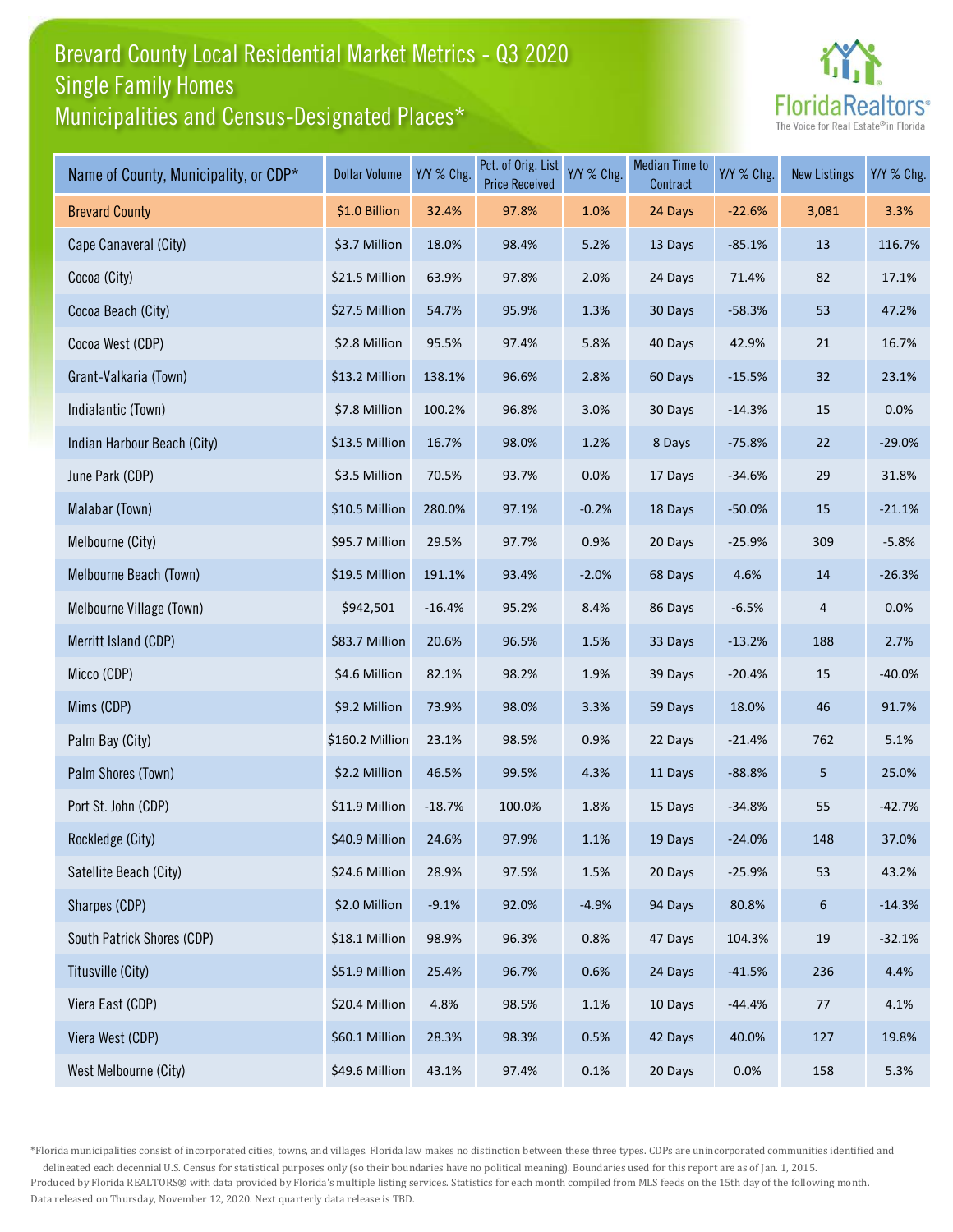# Brevard County Local Residential Market Metrics - Q3 2020
## Single Family Homes
## Municipalities and Census-Designated Places*

FloridaRealtors® The Voice for Real Estate® in Florida

| Name of County, Municipality, or CDP* | Dollar Volume | Y/Y % Chg. | Pct. of Orig. List Price Received | Y/Y % Chg. | Median Time to Contract | Y/Y % Chg. | New Listings | Y/Y % Chg. |
|---|---|---|---|---|---|---|---|---|
| Brevard County | $1.0 Billion | 32.4% | 97.8% | 1.0% | 24 Days | -22.6% | 3,081 | 3.3% |
| Cape Canaveral (City) | $3.7 Million | 18.0% | 98.4% | 5.2% | 13 Days | -85.1% | 13 | 116.7% |
| Cocoa (City) | $21.5 Million | 63.9% | 97.8% | 2.0% | 24 Days | 71.4% | 82 | 17.1% |
| Cocoa Beach (City) | $27.5 Million | 54.7% | 95.9% | 1.3% | 30 Days | -58.3% | 53 | 47.2% |
| Cocoa West (CDP) | $2.8 Million | 95.5% | 97.4% | 5.8% | 40 Days | 42.9% | 21 | 16.7% |
| Grant-Valkaria (Town) | $13.2 Million | 138.1% | 96.6% | 2.8% | 60 Days | -15.5% | 32 | 23.1% |
| Indialantic (Town) | $7.8 Million | 100.2% | 96.8% | 3.0% | 30 Days | -14.3% | 15 | 0.0% |
| Indian Harbour Beach (City) | $13.5 Million | 16.7% | 98.0% | 1.2% | 8 Days | -75.8% | 22 | -29.0% |
| June Park (CDP) | $3.5 Million | 70.5% | 93.7% | 0.0% | 17 Days | -34.6% | 29 | 31.8% |
| Malabar (Town) | $10.5 Million | 280.0% | 97.1% | -0.2% | 18 Days | -50.0% | 15 | -21.1% |
| Melbourne (City) | $95.7 Million | 29.5% | 97.7% | 0.9% | 20 Days | -25.9% | 309 | -5.8% |
| Melbourne Beach (Town) | $19.5 Million | 191.1% | 93.4% | -2.0% | 68 Days | 4.6% | 14 | -26.3% |
| Melbourne Village (Town) | $942,501 | -16.4% | 95.2% | 8.4% | 86 Days | -6.5% | 4 | 0.0% |
| Merritt Island (CDP) | $83.7 Million | 20.6% | 96.5% | 1.5% | 33 Days | -13.2% | 188 | 2.7% |
| Micco (CDP) | $4.6 Million | 82.1% | 98.2% | 1.9% | 39 Days | -20.4% | 15 | -40.0% |
| Mims (CDP) | $9.2 Million | 73.9% | 98.0% | 3.3% | 59 Days | 18.0% | 46 | 91.7% |
| Palm Bay (City) | $160.2 Million | 23.1% | 98.5% | 0.9% | 22 Days | -21.4% | 762 | 5.1% |
| Palm Shores (Town) | $2.2 Million | 46.5% | 99.5% | 4.3% | 11 Days | -88.8% | 5 | 25.0% |
| Port St. John (CDP) | $11.9 Million | -18.7% | 100.0% | 1.8% | 15 Days | -34.8% | 55 | -42.7% |
| Rockledge (City) | $40.9 Million | 24.6% | 97.9% | 1.1% | 19 Days | -24.0% | 148 | 37.0% |
| Satellite Beach (City) | $24.6 Million | 28.9% | 97.5% | 1.5% | 20 Days | -25.9% | 53 | 43.2% |
| Sharpes (CDP) | $2.0 Million | -9.1% | 92.0% | -4.9% | 94 Days | 80.8% | 6 | -14.3% |
| South Patrick Shores (CDP) | $18.1 Million | 98.9% | 96.3% | 0.8% | 47 Days | 104.3% | 19 | -32.1% |
| Titusville (City) | $51.9 Million | 25.4% | 96.7% | 0.6% | 24 Days | -41.5% | 236 | 4.4% |
| Viera East (CDP) | $20.4 Million | 4.8% | 98.5% | 1.1% | 10 Days | -44.4% | 77 | 4.1% |
| Viera West (CDP) | $60.1 Million | 28.3% | 98.3% | 0.5% | 42 Days | 40.0% | 127 | 19.8% |
| West Melbourne (City) | $49.6 Million | 43.1% | 97.4% | 0.1% | 20 Days | 0.0% | 158 | 5.3% |

*Florida municipalities consist of incorporated cities, towns, and villages. Florida law makes no distinction between these three types. CDPs are unincorporated communities identified and delineated each decennial U.S. Census for statistical purposes only (so their boundaries have no political meaning). Boundaries used for this report are as of Jan. 1, 2015.
Produced by Florida REALTORS® with data provided by Florida's multiple listing services. Statistics for each month compiled from MLS feeds on the 15th day of the following month.
Data released on Thursday, November 12, 2020. Next quarterly data release is TBD.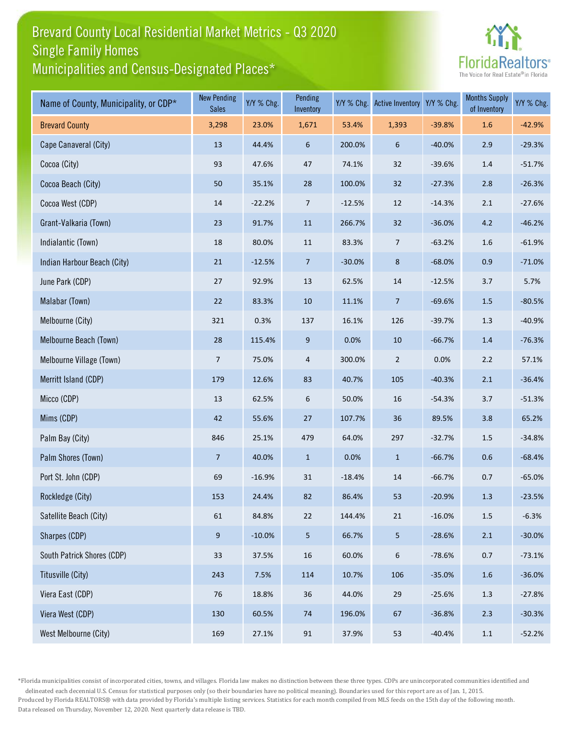# Brevard County Local Residential Market Metrics - Q3 2020
## Single Family Homes
## Municipalities and Census-Designated Places*

FloridaRealtors® The Voice for Real Estate® in Florida

| Name of County, Municipality, or CDP* | New Pending Sales | Y/Y % Chg. | Pending Inventory | Y/Y % Chg. | Active Inventory | Y/Y % Chg. | Months Supply of Inventory | Y/Y % Chg. |
|---|---|---|---|---|---|---|---|---|
| Brevard County | 3,298 | 23.0% | 1,671 | 53.4% | 1,393 | -39.8% | 1.6 | -42.9% |
| Cape Canaveral (City) | 13 | 44.4% | 6 | 200.0% | 6 | -40.0% | 2.9 | -29.3% |
| Cocoa (City) | 93 | 47.6% | 47 | 74.1% | 32 | -39.6% | 1.4 | -51.7% |
| Cocoa Beach (City) | 50 | 35.1% | 28 | 100.0% | 32 | -27.3% | 2.8 | -26.3% |
| Cocoa West (CDP) | 14 | -22.2% | 7 | -12.5% | 12 | -14.3% | 2.1 | -27.6% |
| Grant-Valkaria (Town) | 23 | 91.7% | 11 | 266.7% | 32 | -36.0% | 4.2 | -46.2% |
| Indialantic (Town) | 18 | 80.0% | 11 | 83.3% | 7 | -63.2% | 1.6 | -61.9% |
| Indian Harbour Beach (City) | 21 | -12.5% | 7 | -30.0% | 8 | -68.0% | 0.9 | -71.0% |
| June Park (CDP) | 27 | 92.9% | 13 | 62.5% | 14 | -12.5% | 3.7 | 5.7% |
| Malabar (Town) | 22 | 83.3% | 10 | 11.1% | 7 | -69.6% | 1.5 | -80.5% |
| Melbourne (City) | 321 | 0.3% | 137 | 16.1% | 126 | -39.7% | 1.3 | -40.9% |
| Melbourne Beach (Town) | 28 | 115.4% | 9 | 0.0% | 10 | -66.7% | 1.4 | -76.3% |
| Melbourne Village (Town) | 7 | 75.0% | 4 | 300.0% | 2 | 0.0% | 2.2 | 57.1% |
| Merritt Island (CDP) | 179 | 12.6% | 83 | 40.7% | 105 | -40.3% | 2.1 | -36.4% |
| Micco (CDP) | 13 | 62.5% | 6 | 50.0% | 16 | -54.3% | 3.7 | -51.3% |
| Mims (CDP) | 42 | 55.6% | 27 | 107.7% | 36 | 89.5% | 3.8 | 65.2% |
| Palm Bay (City) | 846 | 25.1% | 479 | 64.0% | 297 | -32.7% | 1.5 | -34.8% |
| Palm Shores (Town) | 7 | 40.0% | 1 | 0.0% | 1 | -66.7% | 0.6 | -68.4% |
| Port St. John (CDP) | 69 | -16.9% | 31 | -18.4% | 14 | -66.7% | 0.7 | -65.0% |
| Rockledge (City) | 153 | 24.4% | 82 | 86.4% | 53 | -20.9% | 1.3 | -23.5% |
| Satellite Beach (City) | 61 | 84.8% | 22 | 144.4% | 21 | -16.0% | 1.5 | -6.3% |
| Sharpes (CDP) | 9 | -10.0% | 5 | 66.7% | 5 | -28.6% | 2.1 | -30.0% |
| South Patrick Shores (CDP) | 33 | 37.5% | 16 | 60.0% | 6 | -78.6% | 0.7 | -73.1% |
| Titusville (City) | 243 | 7.5% | 114 | 10.7% | 106 | -35.0% | 1.6 | -36.0% |
| Viera East (CDP) | 76 | 18.8% | 36 | 44.0% | 29 | -25.6% | 1.3 | -27.8% |
| Viera West (CDP) | 130 | 60.5% | 74 | 196.0% | 67 | -36.8% | 2.3 | -30.3% |
| West Melbourne (City) | 169 | 27.1% | 91 | 37.9% | 53 | -40.4% | 1.1 | -52.2% |

*Florida municipalities consist of incorporated cities, towns, and villages. Florida law makes no distinction between these three types. CDPs are unincorporated communities identified and delineated each decennial U.S. Census for statistical purposes only (so their boundaries have no political meaning). Boundaries used for this report are as of Jan. 1, 2015.
Produced by Florida REALTORS® with data provided by Florida's multiple listing services. Statistics for each month compiled from MLS feeds on the 15th day of the following month.
Data released on Thursday, November 12, 2020. Next quarterly data release is TBD.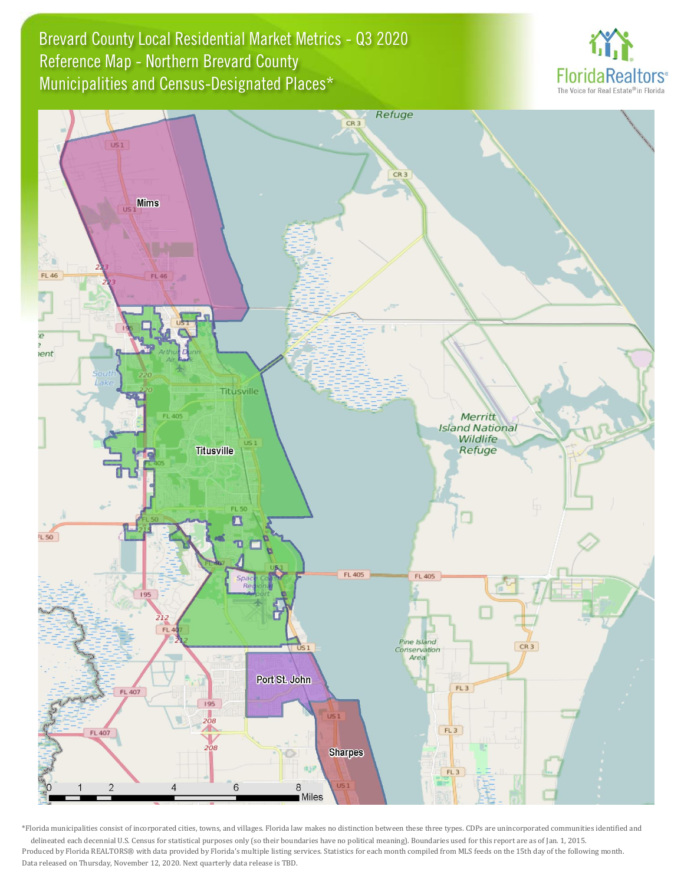# Brevard County Local Residential Market Metrics - Q3 2020
## Reference Map - Northern Brevard County
## Municipalities and Census-Designated Places*

Mims

Titusville

Port St. John

Sharpes

0 1 2 4 6 8 Miles

*Florida municipalities consist of incorporated cities, towns, and villages. Florida law makes no distinction between these three types. CDPs are unincorporated communities identified and delineated each decennial U.S. Census for statistical purposes only (so their boundaries have no political meaning). Boundaries used for this report are as of Jan. 1, 2015.

Produced by Florida REALTORS® with data provided by Florida's multiple listing services. Statistics for each month compiled from MLS feeds on the 15th day of the following month.

Data released on Thursday, November 12, 2020. Next quarterly data release is TBD.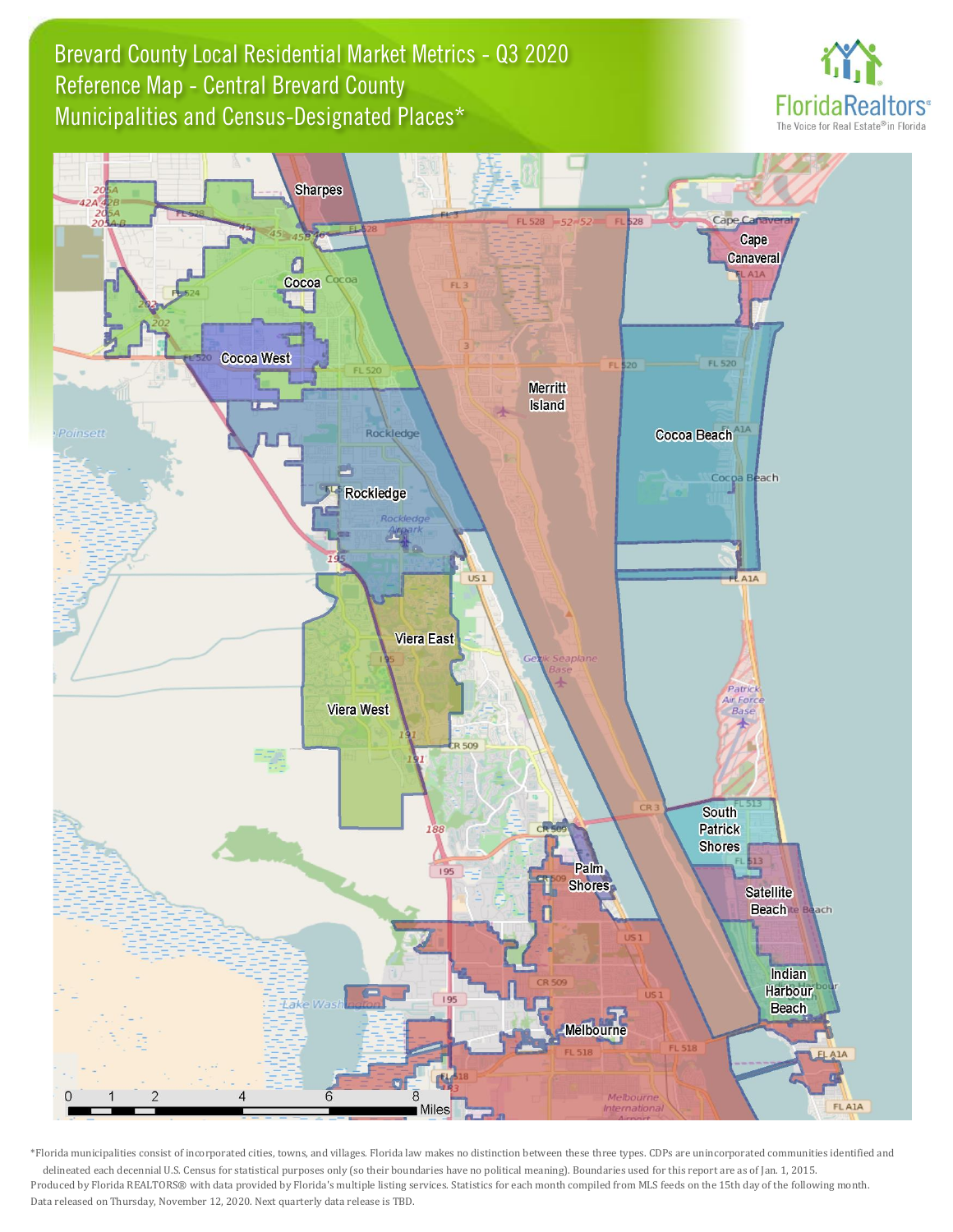# Brevard County Local Residential Market Metrics - Q3 2020
## Reference Map - Central Brevard County
## Municipalities and Census-Designated Places*

Sharpes

Cocoa

Cocoa West

Rockledge

Merritt Island

Cape Canaveral

Cocoa Beach

Viera East

Viera West

South Patrick Shores

Palm Shores

Satellite Beach

Indian Harbour Beach

Melbourne

0 1 2 4 6 8 Miles

*Florida municipalities consist of incorporated cities, towns, and villages. Florida law makes no distinction between these three types. CDPs are unincorporated communities identified and delineated each decennial U.S. Census for statistical purposes only (so their boundaries have no political meaning). Boundaries used for this report are as of Jan. 1, 2015.

Produced by Florida REALTORS® with data provided by Florida's multiple listing services. Statistics for each month compiled from MLS feeds on the 15th day of the following month.

Data released on Thursday, November 12, 2020. Next quarterly data release is TBD.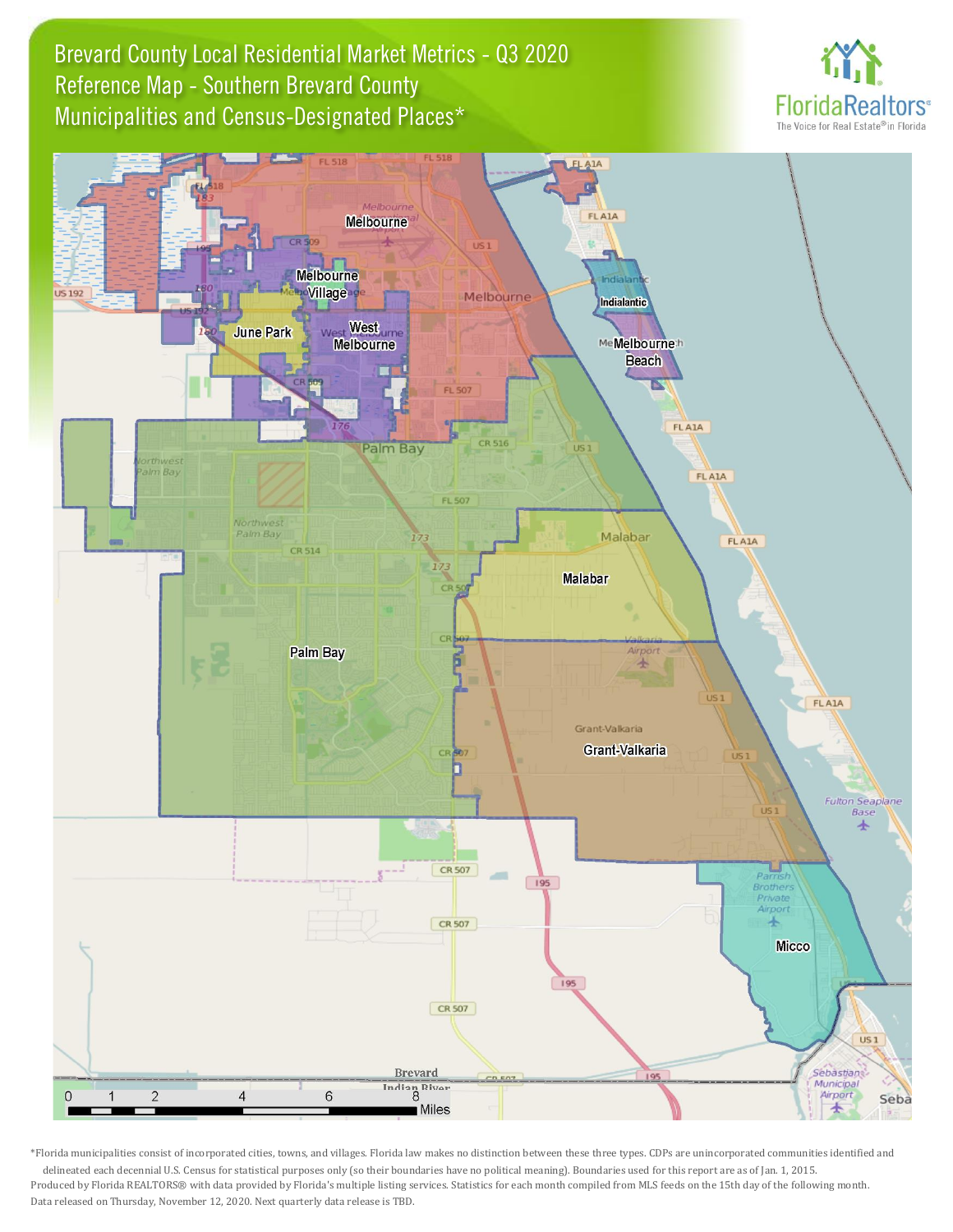# Brevard County Local Residential Market Metrics - Q3 2020

## Reference Map - Southern Brevard County

## Municipalities and Census-Designated Places*

FloridaRealtors®
The Voice for Real Estate® in Florida

Melbourne
Melbourne Village
June Park
West Melbourne
Indialantic
Melbourne Beach
Palm Bay
Malabar
Grant-Valkaria
Micco

0 1 2 4 6 8
Miles

*Florida municipalities consist of incorporated cities, towns, and villages. Florida law makes no distinction between these three types. CDPs are unincorporated communities identified and delineated each decennial U.S. Census for statistical purposes only (so their boundaries have no political meaning). Boundaries used for this report are as of Jan. 1, 2015.

Produced by Florida REALTORS® with data provided by Florida's multiple listing services. Statistics for each month compiled from MLS feeds on the 15th day of the following month.

Data released on Thursday, November 12, 2020. Next quarterly data release is TBD.